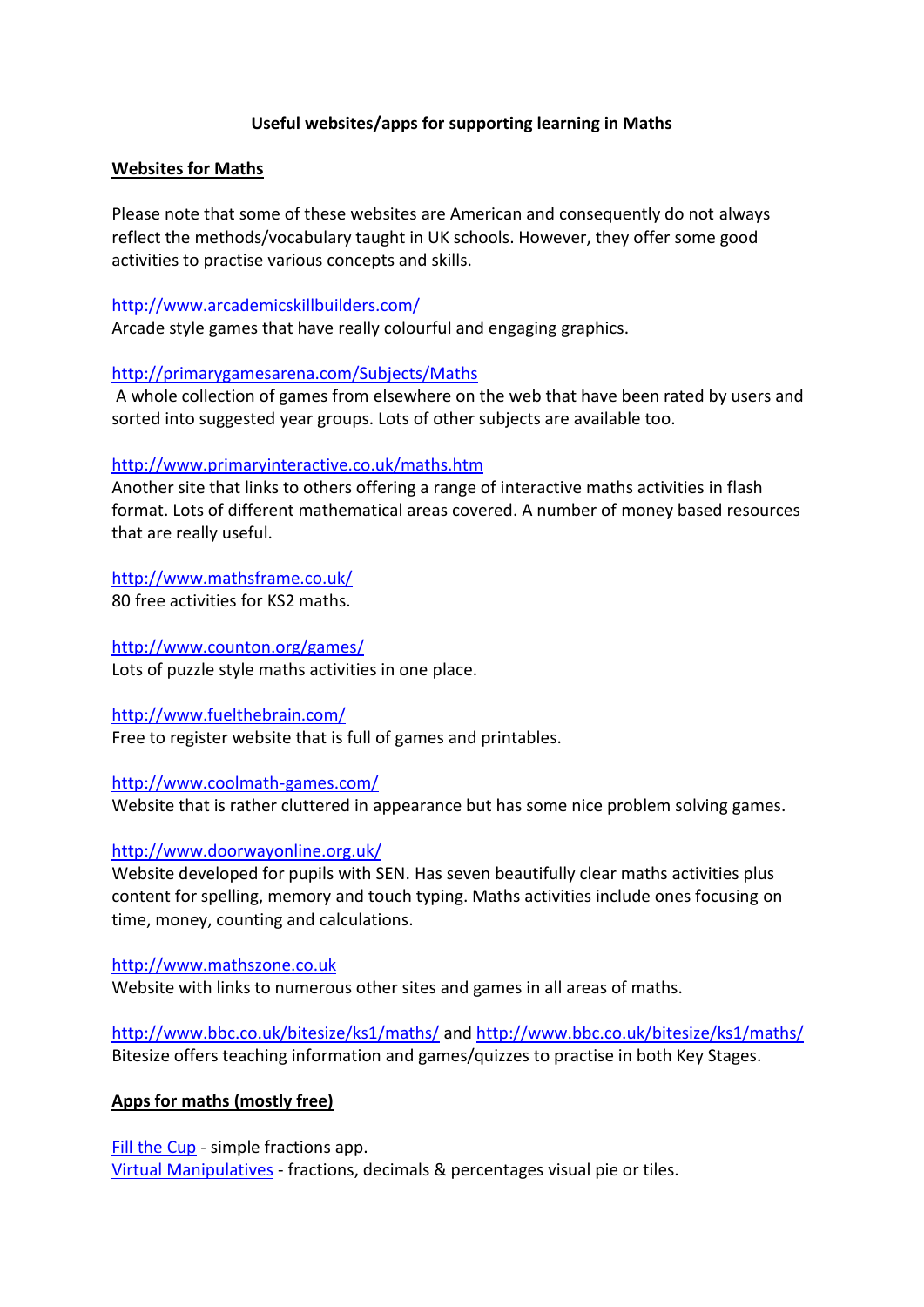# Useful websites/apps for supporting learning in Maths

## Websites for Maths

Please note that some of these websites are American and consequently do not always reflect the methods/vocabulary taught in UK schools. However, they offer some good activities to practise various concepts and skills.

http://www.arcademicskillbuilders.com/
Arcade style games that have really colourful and engaging graphics.

http://primarygamesarena.com/Subjects/Maths
A whole collection of games from elsewhere on the web that have been rated by users and sorted into suggested year groups. Lots of other subjects are available too.

http://www.primaryinteractive.co.uk/maths.htm
Another site that links to others offering a range of interactive maths activities in flash format. Lots of different mathematical areas covered. A number of money based resources that are really useful.

http://www.mathsframe.co.uk/
80 free activities for KS2 maths.

http://www.counton.org/games/
Lots of puzzle style maths activities in one place.

http://www.fuelthebrain.com/
Free to register website that is full of games and printables.

http://www.coolmath-games.com/
Website that is rather cluttered in appearance but has some nice problem solving games.

http://www.doorwayonline.org.uk/
Website developed for pupils with SEN. Has seven beautifully clear maths activities plus content for spelling, memory and touch typing. Maths activities include ones focusing on time, money, counting and calculations.

http://www.mathszone.co.uk
Website with links to numerous other sites and games in all areas of maths.

http://www.bbc.co.uk/bitesize/ks1/maths/ and http://www.bbc.co.uk/bitesize/ks1/maths/
Bitesize offers teaching information and games/quizzes to practise in both Key Stages.

## Apps for maths (mostly free)

Fill the Cup - simple fractions app.
Virtual Manipulatives - fractions, decimals & percentages visual pie or tiles.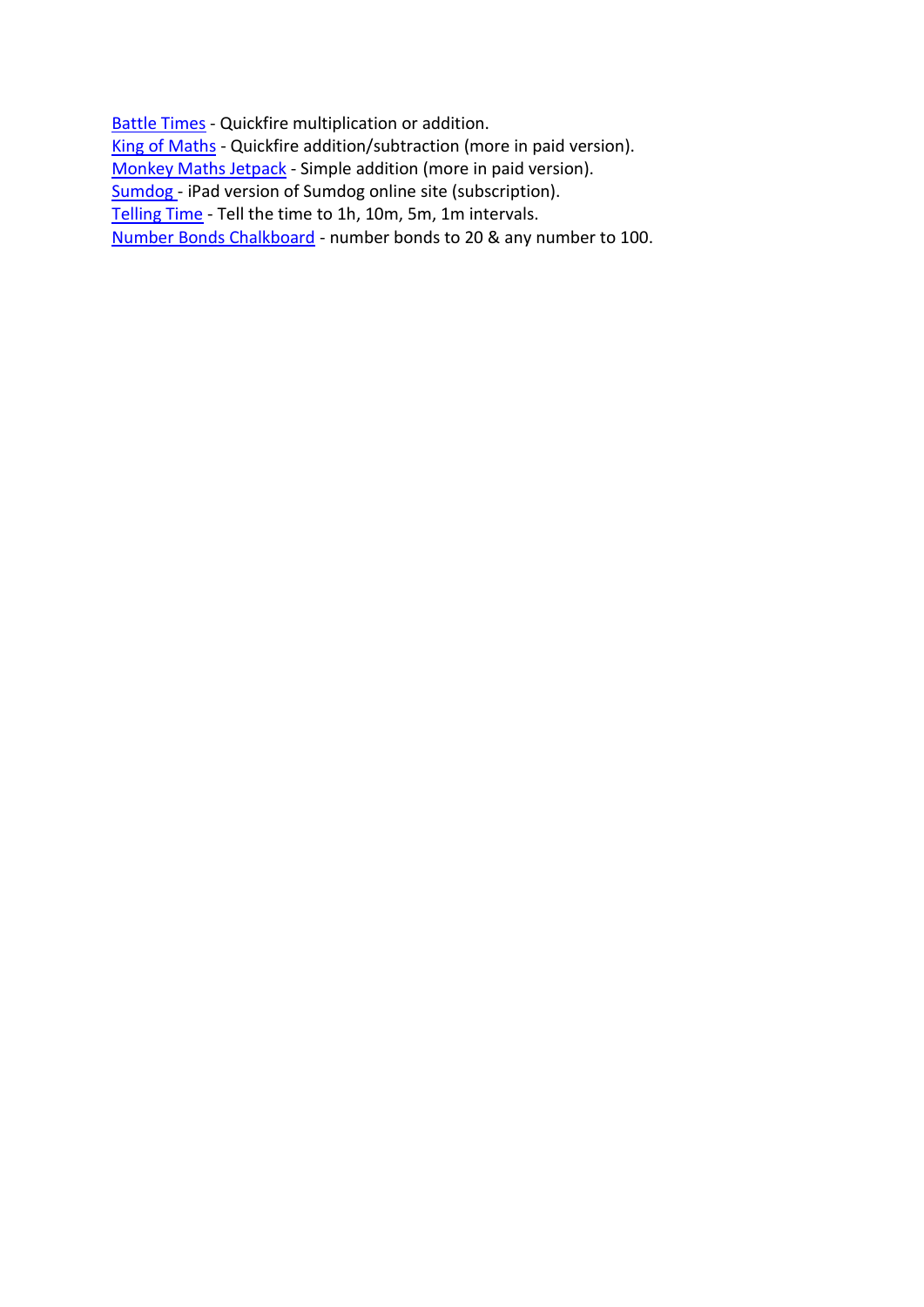Battle Times - Quickfire multiplication or addition.
King of Maths - Quickfire addition/subtraction (more in paid version).
Monkey Maths Jetpack - Simple addition (more in paid version).
Sumdog - iPad version of Sumdog online site (subscription).
Telling Time - Tell the time to 1h, 10m, 5m, 1m intervals.
Number Bonds Chalkboard - number bonds to 20 & any number to 100.